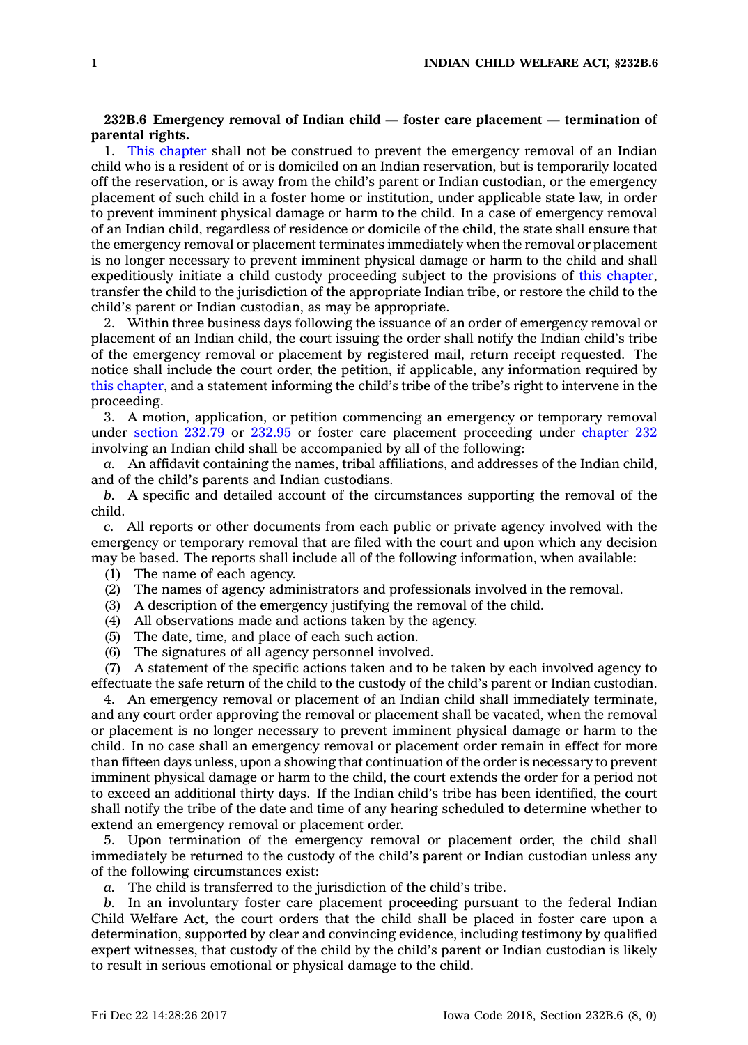**232B.6 Emergency removal of Indian child — foster care placement — termination of parental rights.**

1. This chapter shall not be construed to prevent the emergency removal of an Indian child who is a resident of or is domiciled on an Indian reservation, but is temporarily located off the reservation, or is away from the child's parent or Indian custodian, or the emergency placement of such child in a foster home or institution, under applicable state law, in order to prevent imminent physical damage or harm to the child. In a case of emergency removal of an Indian child, regardless of residence or domicile of the child, the state shall ensure that the emergency removal or placement terminates immediately when the removal or placement is no longer necessary to prevent imminent physical damage or harm to the child and shall expeditiously initiate a child custody proceeding subject to the provisions of this chapter, transfer the child to the jurisdiction of the appropriate Indian tribe, or restore the child to the child's parent or Indian custodian, as may be appropriate.

2. Within three business days following the issuance of an order of emergency removal or placement of an Indian child, the court issuing the order shall notify the Indian child's tribe of the emergency removal or placement by registered mail, return receipt requested. The notice shall include the court order, the petition, if applicable, any information required by this chapter, and a statement informing the child's tribe of the tribe's right to intervene in the proceeding.

3. A motion, application, or petition commencing an emergency or temporary removal under section 232.79 or 232.95 or foster care placement proceeding under chapter 232 involving an Indian child shall be accompanied by all of the following:

*a.* An affidavit containing the names, tribal affiliations, and addresses of the Indian child, and of the child's parents and Indian custodians.

*b.* A specific and detailed account of the circumstances supporting the removal of the child.

*c.* All reports or other documents from each public or private agency involved with the emergency or temporary removal that are filed with the court and upon which any decision may be based. The reports shall include all of the following information, when available:

(1) The name of each agency.
(2) The names of agency administrators and professionals involved in the removal.
(3) A description of the emergency justifying the removal of the child.
(4) All observations made and actions taken by the agency.
(5) The date, time, and place of each such action.
(6) The signatures of all agency personnel involved.
(7) A statement of the specific actions taken and to be taken by each involved agency to effectuate the safe return of the child to the custody of the child's parent or Indian custodian.

4. An emergency removal or placement of an Indian child shall immediately terminate, and any court order approving the removal or placement shall be vacated, when the removal or placement is no longer necessary to prevent imminent physical damage or harm to the child. In no case shall an emergency removal or placement order remain in effect for more than fifteen days unless, upon a showing that continuation of the order is necessary to prevent imminent physical damage or harm to the child, the court extends the order for a period not to exceed an additional thirty days. If the Indian child's tribe has been identified, the court shall notify the tribe of the date and time of any hearing scheduled to determine whether to extend an emergency removal or placement order.

5. Upon termination of the emergency removal or placement order, the child shall immediately be returned to the custody of the child's parent or Indian custodian unless any of the following circumstances exist:

*a.* The child is transferred to the jurisdiction of the child's tribe.

*b.* In an involuntary foster care placement proceeding pursuant to the federal Indian Child Welfare Act, the court orders that the child shall be placed in foster care upon a determination, supported by clear and convincing evidence, including testimony by qualified expert witnesses, that custody of the child by the child's parent or Indian custodian is likely to result in serious emotional or physical damage to the child.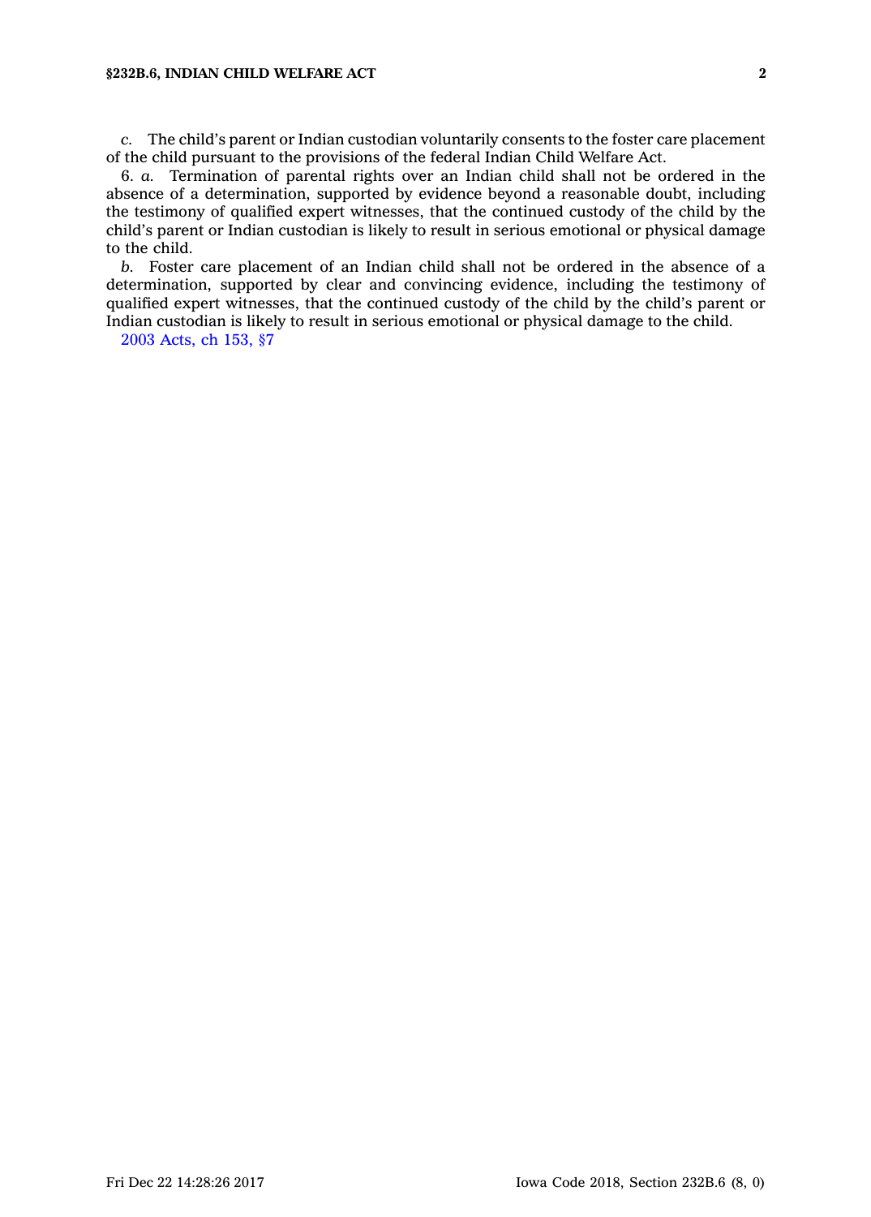*c.* The child's parent or Indian custodian voluntarily consents to the foster care placement of the child pursuant to the provisions of the federal Indian Child Welfare Act.

6. *a.* Termination of parental rights over an Indian child shall not be ordered in the absence of a determination, supported by evidence beyond a reasonable doubt, including the testimony of qualified expert witnesses, that the continued custody of the child by the child's parent or Indian custodian is likely to result in serious emotional or physical damage to the child.

*b.* Foster care placement of an Indian child shall not be ordered in the absence of a determination, supported by clear and convincing evidence, including the testimony of qualified expert witnesses, that the continued custody of the child by the child's parent or Indian custodian is likely to result in serious emotional or physical damage to the child.

2003 Acts, ch 153, §7